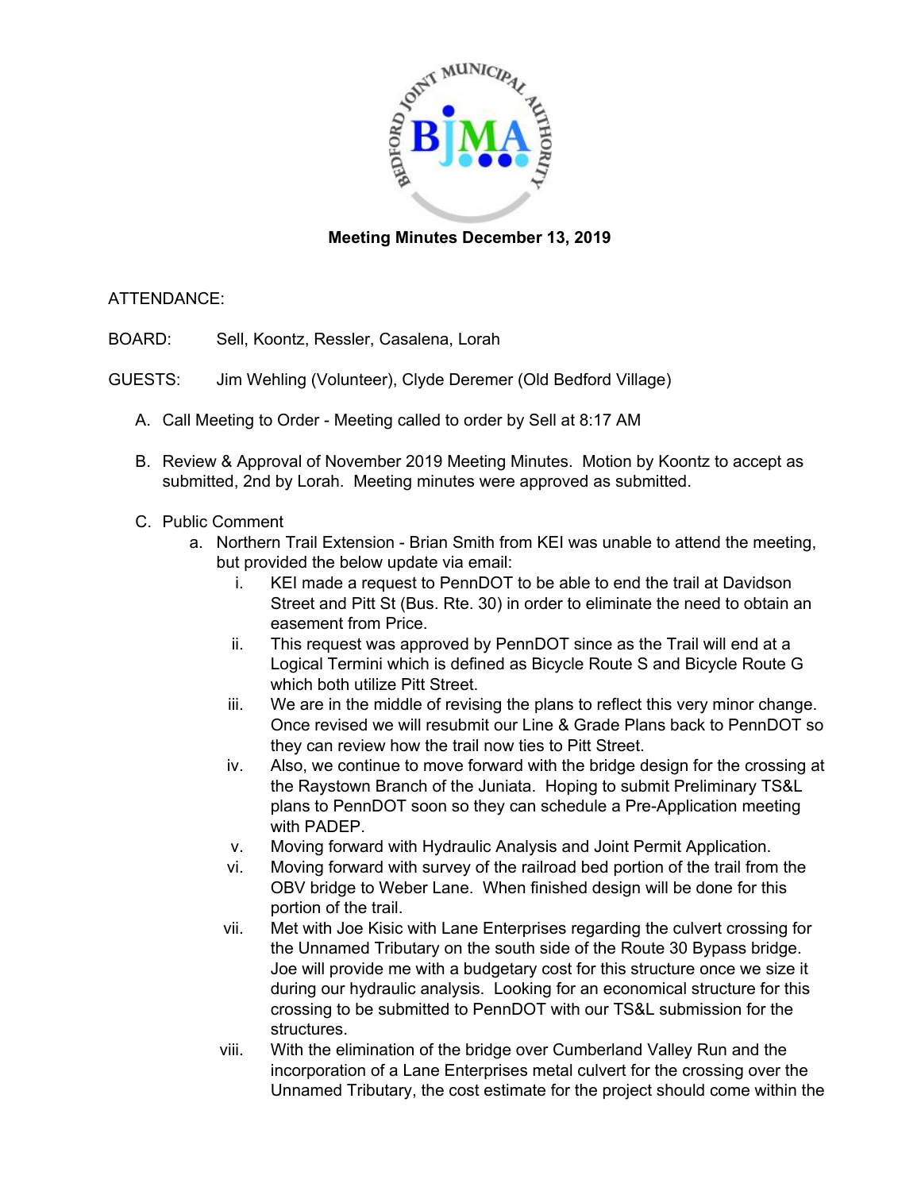**Meeting Minutes December 13, 2019**

ATTENDANCE:

BOARD: Sell, Koontz, Ressler, Casalena, Lorah

GUESTS: Jim Wehling (Volunteer), Clyde Deremer (Old Bedford Village)

A. Call Meeting to Order - Meeting called to order by Sell at 8:17 AM

B. Review & Approval of November 2019 Meeting Minutes. Motion by Koontz to accept as submitted, 2nd by Lorah. Meeting minutes were approved as submitted.

C. Public Comment
   a. Northern Trail Extension - Brian Smith from KEI was unable to attend the meeting, but provided the below update via email:
      i. KEI made a request to PennDOT to be able to end the trail at Davidson Street and Pitt St (Bus. Rte. 30) in order to eliminate the need to obtain an easement from Price.
      ii. This request was approved by PennDOT since as the Trail will end at a Logical Termini which is defined as Bicycle Route S and Bicycle Route G which both utilize Pitt Street.
      iii. We are in the middle of revising the plans to reflect this very minor change. Once revised we will resubmit our Line & Grade Plans back to PennDOT so they can review how the trail now ties to Pitt Street.
      iv. Also, we continue to move forward with the bridge design for the crossing at the Raystown Branch of the Juniata. Hoping to submit Preliminary TS&L plans to PennDOT soon so they can schedule a Pre-Application meeting with PADEP.
      v. Moving forward with Hydraulic Analysis and Joint Permit Application.
      vi. Moving forward with survey of the railroad bed portion of the trail from the OBV bridge to Weber Lane. When finished design will be done for this portion of the trail.
      vii. Met with Joe Kisic with Lane Enterprises regarding the culvert crossing for the Unnamed Tributary on the south side of the Route 30 Bypass bridge. Joe will provide me with a budgetary cost for this structure once we size it during our hydraulic analysis. Looking for an economical structure for this crossing to be submitted to PennDOT with our TS&L submission for the structures.
      viii. With the elimination of the bridge over Cumberland Valley Run and the incorporation of a Lane Enterprises metal culvert for the crossing over the Unnamed Tributary, the cost estimate for the project should come within the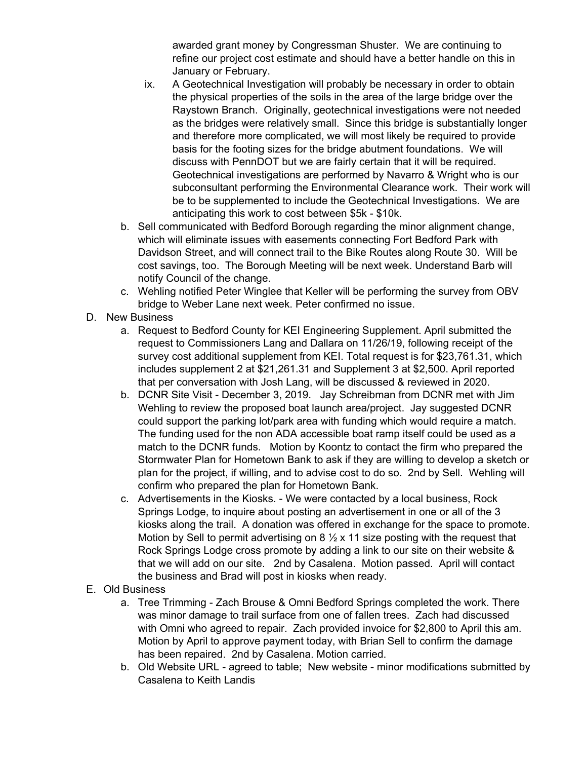awarded grant money by Congressman Shuster. We are continuing to refine our project cost estimate and should have a better handle on this in January or February.

ix. A Geotechnical Investigation will probably be necessary in order to obtain the physical properties of the soils in the area of the large bridge over the Raystown Branch. Originally, geotechnical investigations were not needed as the bridges were relatively small. Since this bridge is substantially longer and therefore more complicated, we will most likely be required to provide basis for the footing sizes for the bridge abutment foundations. We will discuss with PennDOT but we are fairly certain that it will be required. Geotechnical investigations are performed by Navarro & Wright who is our subconsultant performing the Environmental Clearance work. Their work will be to be supplemented to include the Geotechnical Investigations. We are anticipating this work to cost between $5k - $10k.

b. Sell communicated with Bedford Borough regarding the minor alignment change, which will eliminate issues with easements connecting Fort Bedford Park with Davidson Street, and will connect trail to the Bike Routes along Route 30. Will be cost savings, too. The Borough Meeting will be next week. Understand Barb will notify Council of the change.

c. Wehling notified Peter Winglee that Keller will be performing the survey from OBV bridge to Weber Lane next week. Peter confirmed no issue.

D. New Business

a. Request to Bedford County for KEI Engineering Supplement. April submitted the request to Commissioners Lang and Dallara on 11/26/19, following receipt of the survey cost additional supplement from KEI. Total request is for $23,761.31, which includes supplement 2 at $21,261.31 and Supplement 3 at $2,500. April reported that per conversation with Josh Lang, will be discussed & reviewed in 2020.

b. DCNR Site Visit - December 3, 2019. Jay Schreibman from DCNR met with Jim Wehling to review the proposed boat launch area/project. Jay suggested DCNR could support the parking lot/park area with funding which would require a match. The funding used for the non ADA accessible boat ramp itself could be used as a match to the DCNR funds. Motion by Koontz to contact the firm who prepared the Stormwater Plan for Hometown Bank to ask if they are willing to develop a sketch or plan for the project, if willing, and to advise cost to do so. 2nd by Sell. Wehling will confirm who prepared the plan for Hometown Bank.

c. Advertisements in the Kiosks. - We were contacted by a local business, Rock Springs Lodge, to inquire about posting an advertisement in one or all of the 3 kiosks along the trail. A donation was offered in exchange for the space to promote. Motion by Sell to permit advertising on 8 ½ x 11 size posting with the request that Rock Springs Lodge cross promote by adding a link to our site on their website & that we will add on our site. 2nd by Casalena. Motion passed. April will contact the business and Brad will post in kiosks when ready.

E. Old Business

a. Tree Trimming - Zach Brouse & Omni Bedford Springs completed the work. There was minor damage to trail surface from one of fallen trees. Zach had discussed with Omni who agreed to repair. Zach provided invoice for $2,800 to April this am. Motion by April to approve payment today, with Brian Sell to confirm the damage has been repaired. 2nd by Casalena. Motion carried.

b. Old Website URL - agreed to table; New website - minor modifications submitted by Casalena to Keith Landis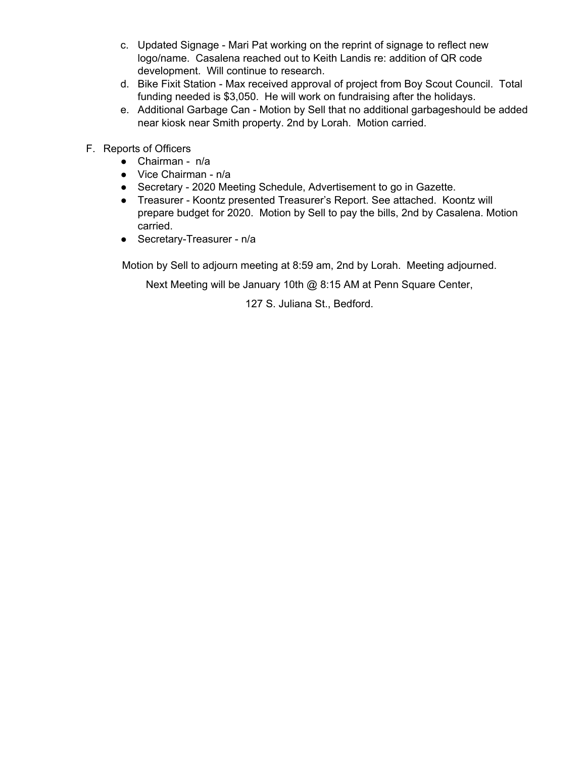c. Updated Signage - Mari Pat working on the reprint of signage to reflect new logo/name. Casalena reached out to Keith Landis re: addition of QR code development. Will continue to research.
d. Bike Fixit Station - Max received approval of project from Boy Scout Council. Total funding needed is $3,050. He will work on fundraising after the holidays.
e. Additional Garbage Can - Motion by Sell that no additional garbageshould be added near kiosk near Smith property. 2nd by Lorah. Motion carried.

F. Reports of Officers
- Chairman - n/a
- Vice Chairman - n/a
- Secretary - 2020 Meeting Schedule, Advertisement to go in Gazette.
- Treasurer - Koontz presented Treasurer's Report. See attached. Koontz will prepare budget for 2020. Motion by Sell to pay the bills, 2nd by Casalena. Motion carried.
- Secretary-Treasurer - n/a

Motion by Sell to adjourn meeting at 8:59 am, 2nd by Lorah. Meeting adjourned.

Next Meeting will be January 10th @ 8:15 AM at Penn Square Center,

127 S. Juliana St., Bedford.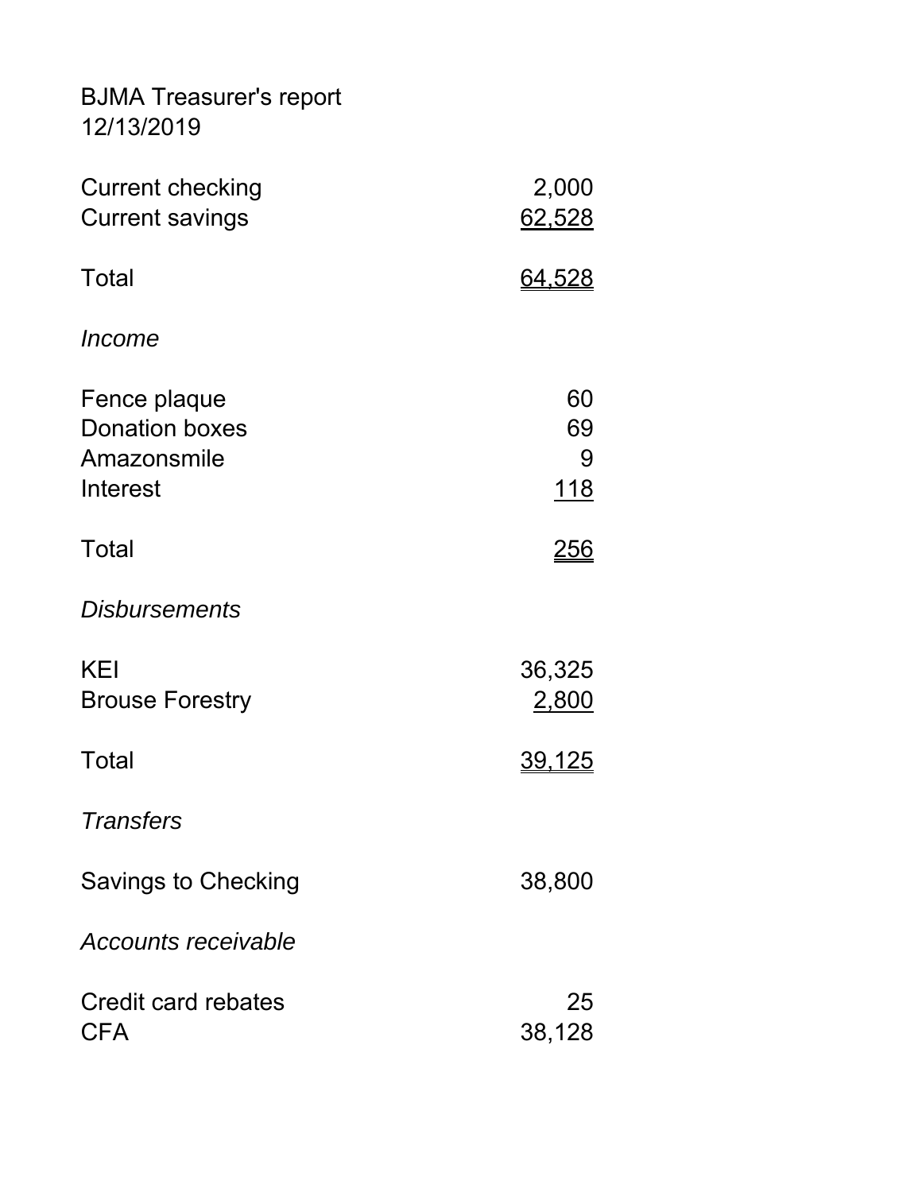BJMA Treasurer's report
12/13/2019

| | |
|---|---|
| Current checking | 2,000 |
| Current savings | 62,528 |
| Total | 64,528 |

*Income*

| | |
|---|---|
| Fence plaque | 60 |
| Donation boxes | 69 |
| Amazonsmile | 9 |
| Interest | 118 |
| Total | 256 |

*Disbursements*

| | |
|---|---|
| KEI | 36,325 |
| Brouse Forestry | 2,800 |
| Total | 39,125 |

*Transfers*

| | |
|---|---|
| Savings to Checking | 38,800 |

*Accounts receivable*

| | |
|---|---|
| Credit card rebates | 25 |
| CFA | 38,128 |